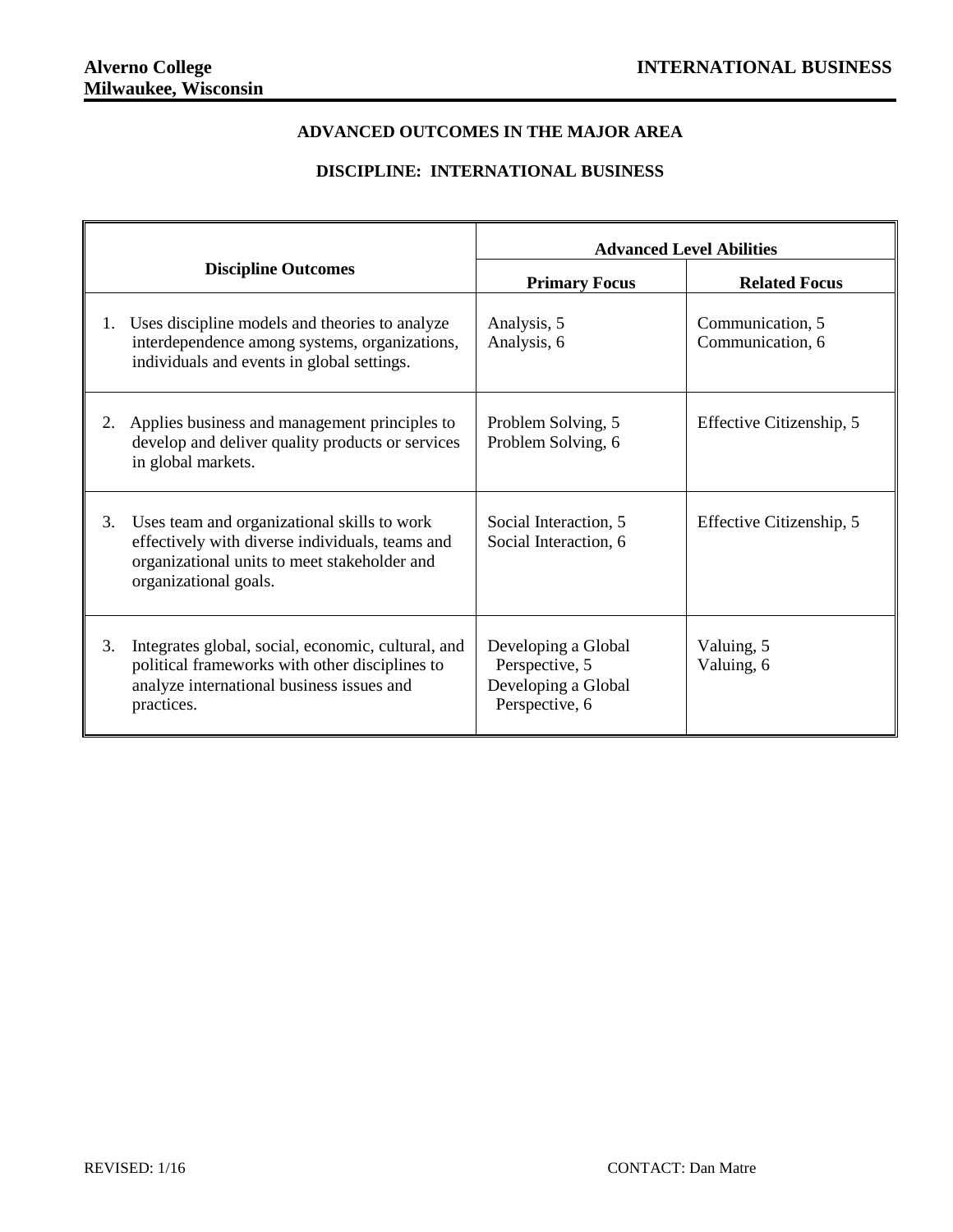**Alverno College**
**Milwaukee, Wisconsin**

**INTERNATIONAL BUSINESS**

## ADVANCED OUTCOMES IN THE MAJOR AREA

## DISCIPLINE: INTERNATIONAL BUSINESS

| Discipline Outcomes | Advanced Level Abilities | |
|---|---|---|
| | **Primary Focus** | **Related Focus** |
| 1. Uses discipline models and theories to analyze interdependence among systems, organizations, individuals and events in global settings. | Analysis, 5<br>Analysis, 6 | Communication, 5<br>Communication, 6 |
| 2. Applies business and management principles to develop and deliver quality products or services in global markets. | Problem Solving, 5<br>Problem Solving, 6 | Effective Citizenship, 5 |
| 3. Uses team and organizational skills to work effectively with diverse individuals, teams and organizational units to meet stakeholder and organizational goals. | Social Interaction, 5<br>Social Interaction, 6 | Effective Citizenship, 5 |
| 3. Integrates global, social, economic, cultural, and political frameworks with other disciplines to analyze international business issues and practices. | Developing a Global Perspective, 5<br>Developing a Global Perspective, 6 | Valuing, 5<br>Valuing, 6 |

REVISED: 1/16

CONTACT: Dan Matre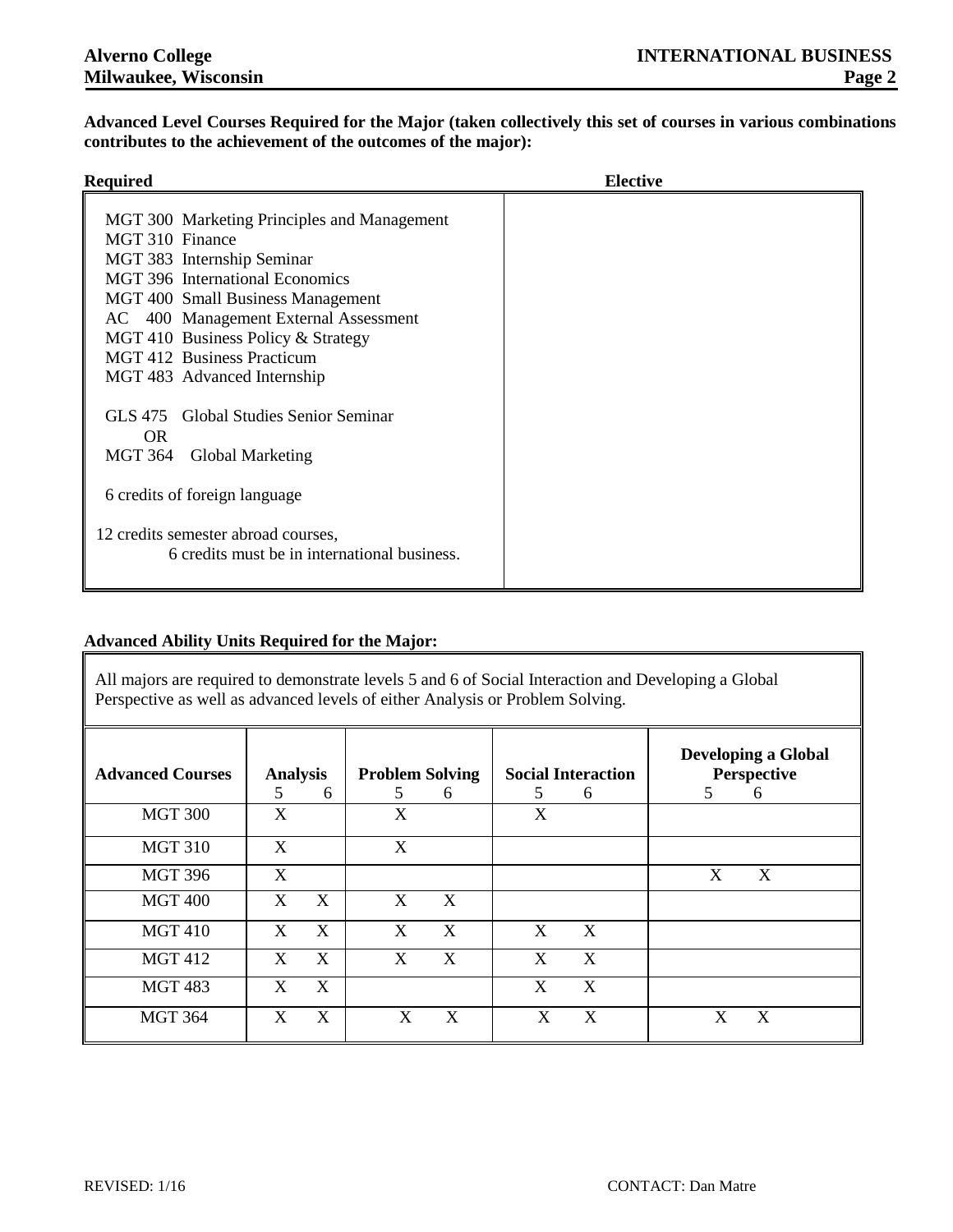**Advanced Level Courses Required for the Major (taken collectively this set of courses in various combinations contributes to the achievement of the outcomes of the major):**

| Required | Elective |
|---|---|
| MGT 300 Marketing Principles and Management<br>MGT 310 Finance<br>MGT 383 Internship Seminar<br>MGT 396 International Economics<br>MGT 400 Small Business Management<br>AC 400 Management External Assessment<br>MGT 410 Business Policy & Strategy<br>MGT 412 Business Practicum<br>MGT 483 Advanced Internship<br><br>GLS 475 Global Studies Senior Seminar<br>OR<br>MGT 364 Global Marketing<br><br>6 credits of foreign language<br><br>12 credits semester abroad courses,<br>6 credits must be in international business. | |

**Advanced Ability Units Required for the Major:**

All majors are required to demonstrate levels 5 and 6 of Social Interaction and Developing a Global Perspective as well as advanced levels of either Analysis or Problem Solving.

| Advanced Courses | Analysis | | Problem Solving | | Social Interaction | | Developing a Global Perspective | |
|---|---|---|---|---|---|---|---|---|
| | 5 | 6 | 5 | 6 | 5 | 6 | 5 | 6 |
| MGT 300 | X | | X | | X | | | |
| MGT 310 | X | | X | | | | | |
| MGT 396 | X | | | | | | X | X |
| MGT 400 | X | X | X | X | | | | |
| MGT 410 | X | X | X | X | X | X | | |
| MGT 412 | X | X | X | X | X | X | | |
| MGT 483 | X | X | | | X | X | | |
| MGT 364 | X | X | X | X | X | X | X | X |

REVISED: 1/16

CONTACT: Dan Matre